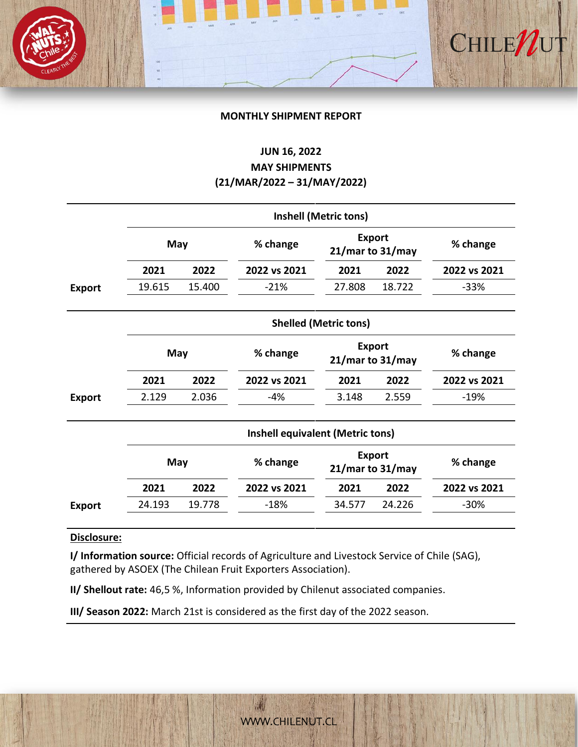**MONTHLY SHIPMENT REPORT**

**JUN 16, 2022**
**MAY SHIPMENTS**
**(21/MAR/2022 – 31/MAY/2022)**

| | Inshell (Metric tons) | | | | | |
|---|---|---|---|---|---|---|
| | May | | % change | Export 21/mar to 31/may | | % change |
| | 2021 | 2022 | 2022 vs 2021 | 2021 | 2022 | 2022 vs 2021 |
| **Export** | 19.615 | 15.400 | -21% | 27.808 | 18.722 | -33% |

| | Shelled (Metric tons) | | | | | |
|---|---|---|---|---|---|---|
| | May | | % change | Export 21/mar to 31/may | | % change |
| | 2021 | 2022 | 2022 vs 2021 | 2021 | 2022 | 2022 vs 2021 |
| **Export** | 2.129 | 2.036 | -4% | 3.148 | 2.559 | -19% |

| | Inshell equivalent (Metric tons) | | | | | |
|---|---|---|---|---|---|---|
| | May | | % change | Export 21/mar to 31/may | | % change |
| | 2021 | 2022 | 2022 vs 2021 | 2021 | 2022 | 2022 vs 2021 |
| **Export** | 24.193 | 19.778 | -18% | 34.577 | 24.226 | -30% |

**Disclosure:**

**I/ Information source:** Official records of Agriculture and Livestock Service of Chile (SAG), gathered by ASOEX (The Chilean Fruit Exporters Association).

**II/ Shellout rate:** 46,5 %, Information provided by Chilenut associated companies.

**III/ Season 2022:** March 21st is considered as the first day of the 2022 season.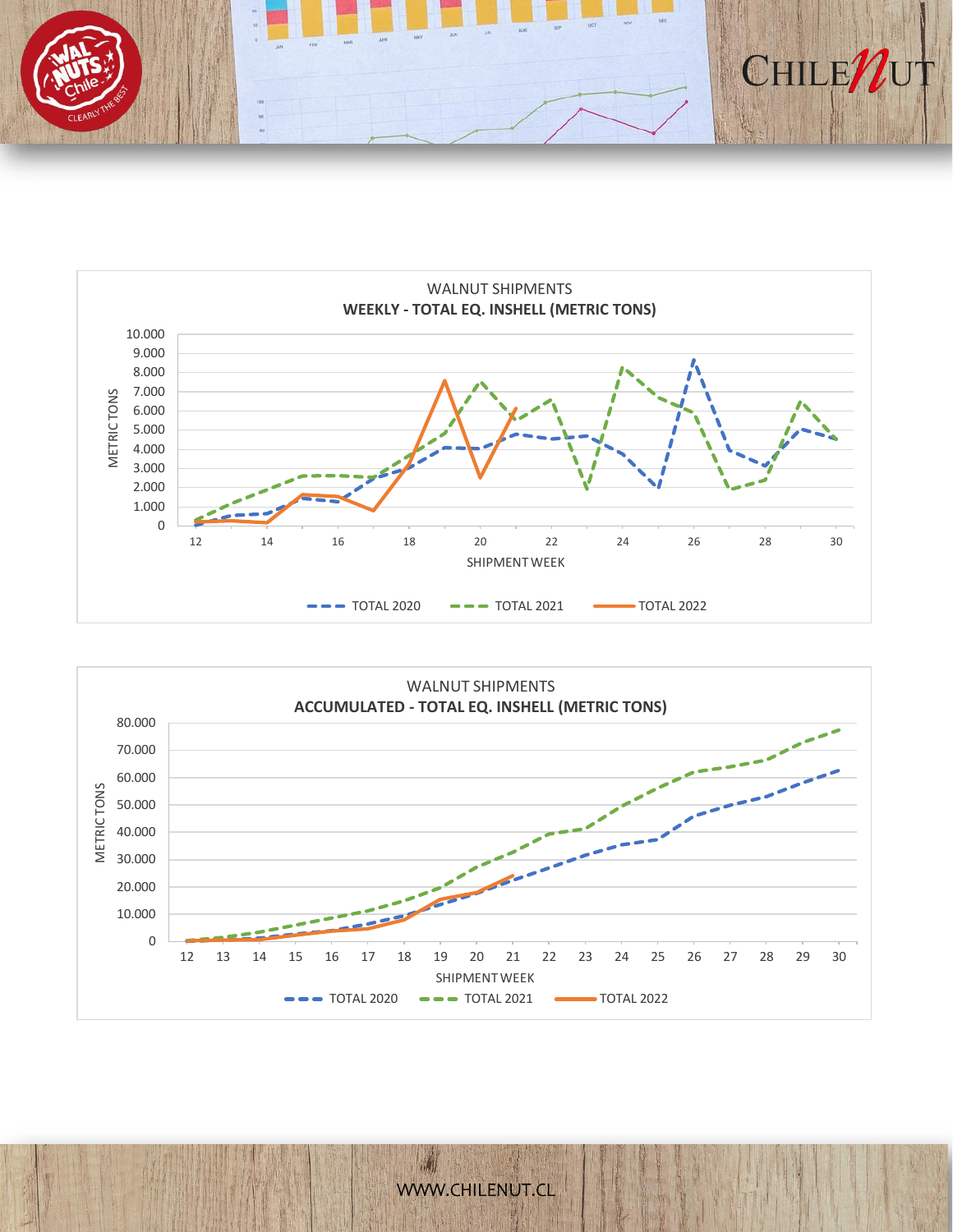WALNUT SHIPMENTS

**WEEKLY - TOTAL EQ. INSHELL (METRIC TONS)**

METRIC TONS

SHIPMENT WEEK

TOTAL 2020 TOTAL 2021 TOTAL 2022

WALNUT SHIPMENTS

**ACCUMULATED - TOTAL EQ. INSHELL (METRIC TONS)**

METRIC TONS

SHIPMENT WEEK

TOTAL 2020 TOTAL 2021 TOTAL 2022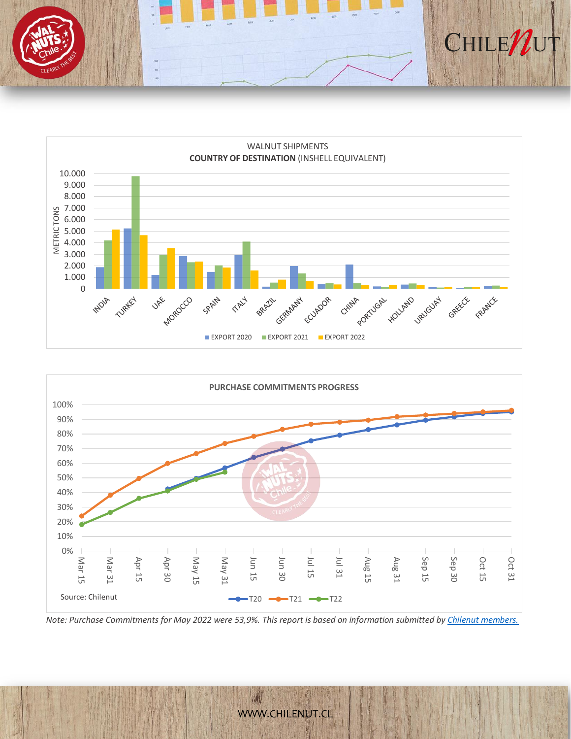WALNUT SHIPMENTS

**COUNTRY OF DESTINATION** (INSHELL EQUIVALENT)

PURCHASE COMMITMENTS PROGRESS

Source: Chilenut

*Note: Purchase Commitments for May 2022 were 53,9%. This report is based on information submitted by Chilenut members.*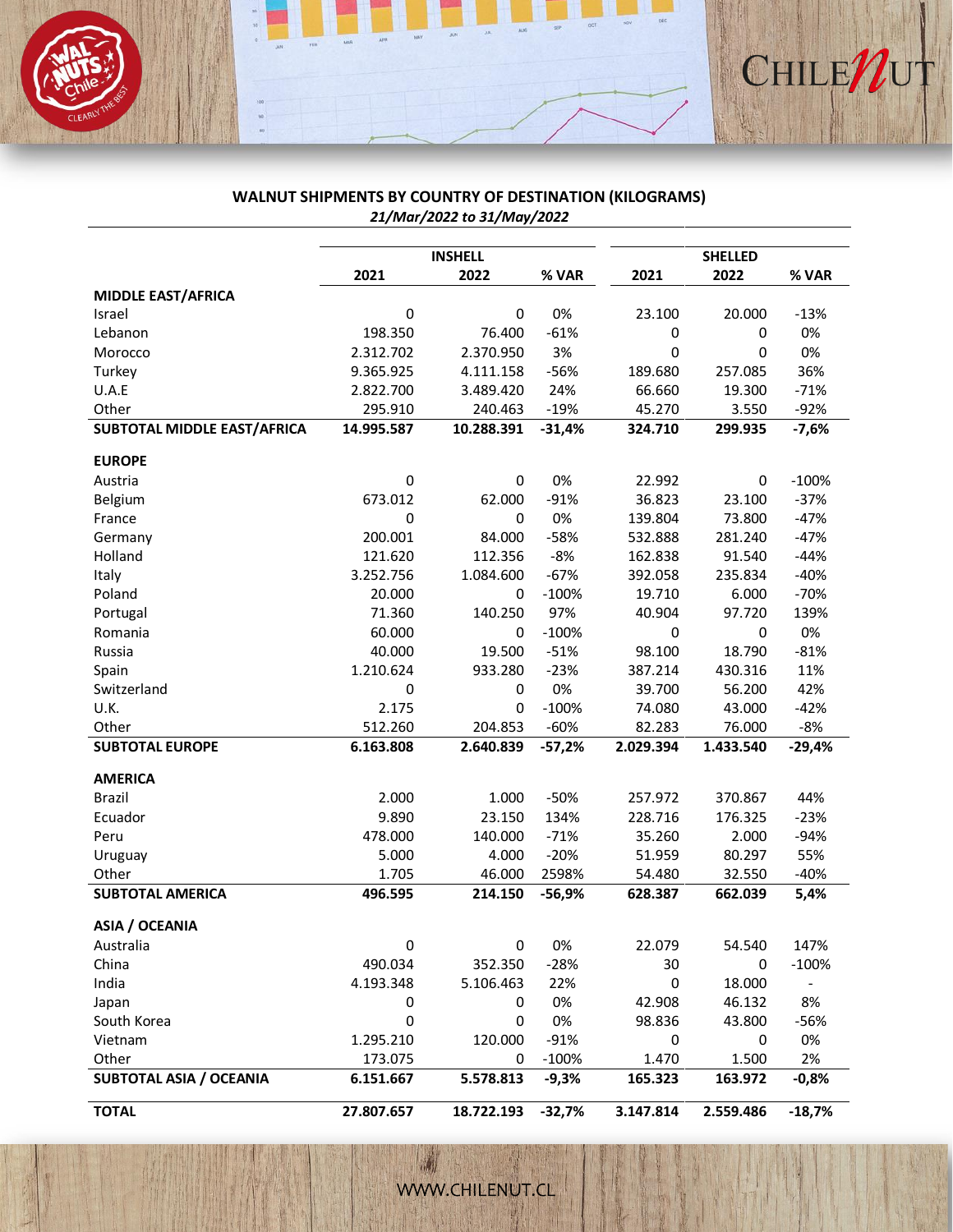**WALNUT SHIPMENTS BY COUNTRY OF DESTINATION (KILOGRAMS)**

*21/Mar/2022 to 31/May/2022*

| | INSHELL | | | SHELLED | | |
|---|---|---|---|---|---|---|
| | 2021 | 2022 | % VAR | 2021 | 2022 | % VAR |
| **MIDDLE EAST/AFRICA** | | | | | | |
| Israel | 0 | 0 | 0% | 23.100 | 20.000 | -13% |
| Lebanon | 198.350 | 76.400 | -61% | 0 | 0 | 0% |
| Morocco | 2.312.702 | 2.370.950 | 3% | 0 | 0 | 0% |
| Turkey | 9.365.925 | 4.111.158 | -56% | 189.680 | 257.085 | 36% |
| U.A.E | 2.822.700 | 3.489.420 | 24% | 66.660 | 19.300 | -71% |
| Other | 295.910 | 240.463 | -19% | 45.270 | 3.550 | -92% |
| **SUBTOTAL MIDDLE EAST/AFRICA** | **14.995.587** | **10.288.391** | **-31,4%** | **324.710** | **299.935** | **-7,6%** |
| **EUROPE** | | | | | | |
| Austria | 0 | 0 | 0% | 22.992 | 0 | -100% |
| Belgium | 673.012 | 62.000 | -91% | 36.823 | 23.100 | -37% |
| France | 0 | 0 | 0% | 139.804 | 73.800 | -47% |
| Germany | 200.001 | 84.000 | -58% | 532.888 | 281.240 | -47% |
| Holland | 121.620 | 112.356 | -8% | 162.838 | 91.540 | -44% |
| Italy | 3.252.756 | 1.084.600 | -67% | 392.058 | 235.834 | -40% |
| Poland | 20.000 | 0 | -100% | 19.710 | 6.000 | -70% |
| Portugal | 71.360 | 140.250 | 97% | 40.904 | 97.720 | 139% |
| Romania | 60.000 | 0 | -100% | 0 | 0 | 0% |
| Russia | 40.000 | 19.500 | -51% | 98.100 | 18.790 | -81% |
| Spain | 1.210.624 | 933.280 | -23% | 387.214 | 430.316 | 11% |
| Switzerland | 0 | 0 | 0% | 39.700 | 56.200 | 42% |
| U.K. | 2.175 | 0 | -100% | 74.080 | 43.000 | -42% |
| Other | 512.260 | 204.853 | -60% | 82.283 | 76.000 | -8% |
| **SUBTOTAL EUROPE** | **6.163.808** | **2.640.839** | **-57,2%** | **2.029.394** | **1.433.540** | **-29,4%** |
| **AMERICA** | | | | | | |
| Brazil | 2.000 | 1.000 | -50% | 257.972 | 370.867 | 44% |
| Ecuador | 9.890 | 23.150 | 134% | 228.716 | 176.325 | -23% |
| Peru | 478.000 | 140.000 | -71% | 35.260 | 2.000 | -94% |
| Uruguay | 5.000 | 4.000 | -20% | 51.959 | 80.297 | 55% |
| Other | 1.705 | 46.000 | 2598% | 54.480 | 32.550 | -40% |
| **SUBTOTAL AMERICA** | **496.595** | **214.150** | **-56,9%** | **628.387** | **662.039** | **5,4%** |
| **ASIA / OCEANIA** | | | | | | |
| Australia | 0 | 0 | 0% | 22.079 | 54.540 | 147% |
| China | 490.034 | 352.350 | -28% | 30 | 0 | -100% |
| India | 4.193.348 | 5.106.463 | 22% | 0 | 18.000 | - |
| Japan | 0 | 0 | 0% | 42.908 | 46.132 | 8% |
| South Korea | 0 | 0 | 0% | 98.836 | 43.800 | -56% |
| Vietnam | 1.295.210 | 120.000 | -91% | 0 | 0 | 0% |
| Other | 173.075 | 0 | -100% | 1.470 | 1.500 | 2% |
| **SUBTOTAL ASIA / OCEANIA** | **6.151.667** | **5.578.813** | **-9,3%** | **165.323** | **163.972** | **-0,8%** |
| **TOTAL** | **27.807.657** | **18.722.193** | **-32,7%** | **3.147.814** | **2.559.486** | **-18,7%** |

WWW.CHILENUT.CL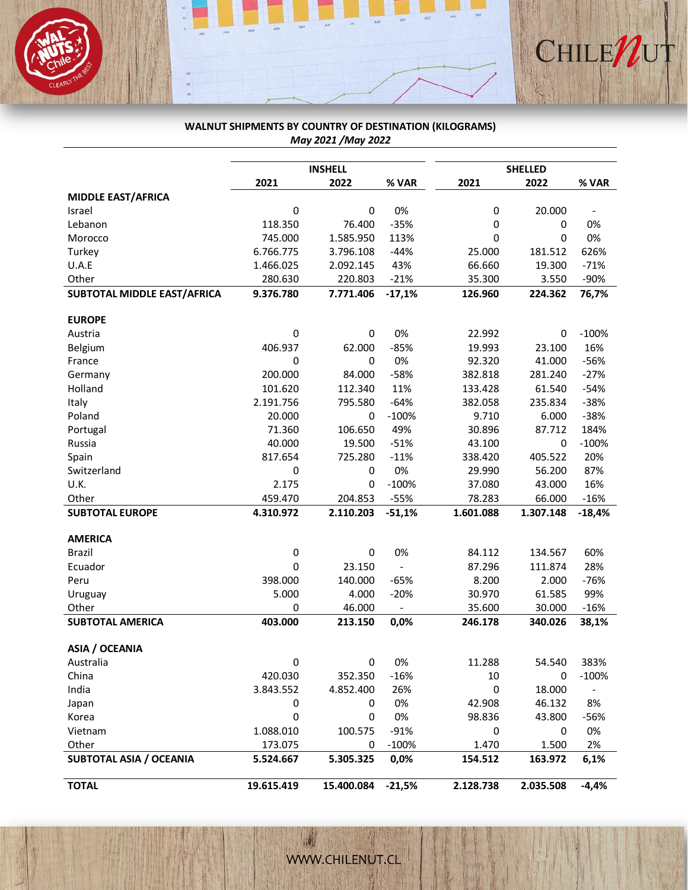**WALNUT SHIPMENTS BY COUNTRY OF DESTINATION (KILOGRAMS)**

*May 2021 /May 2022*

| | INSHELL | | | SHELLED | | |
|---|---|---|---|---|---|---|
| | 2021 | 2022 | % VAR | 2021 | 2022 | % VAR |
| **MIDDLE EAST/AFRICA** | | | | | | |
| Israel | 0 | 0 | 0% | 0 | 20.000 | - |
| Lebanon | 118.350 | 76.400 | -35% | 0 | 0 | 0% |
| Morocco | 745.000 | 1.585.950 | 113% | 0 | 0 | 0% |
| Turkey | 6.766.775 | 3.796.108 | -44% | 25.000 | 181.512 | 626% |
| U.A.E | 1.466.025 | 2.092.145 | 43% | 66.660 | 19.300 | -71% |
| Other | 280.630 | 220.803 | -21% | 35.300 | 3.550 | -90% |
| **SUBTOTAL MIDDLE EAST/AFRICA** | **9.376.780** | **7.771.406** | **-17,1%** | **126.960** | **224.362** | **76,7%** |
| **EUROPE** | | | | | | |
| Austria | 0 | 0 | 0% | 22.992 | 0 | -100% |
| Belgium | 406.937 | 62.000 | -85% | 19.993 | 23.100 | 16% |
| France | 0 | 0 | 0% | 92.320 | 41.000 | -56% |
| Germany | 200.000 | 84.000 | -58% | 382.818 | 281.240 | -27% |
| Holland | 101.620 | 112.340 | 11% | 133.428 | 61.540 | -54% |
| Italy | 2.191.756 | 795.580 | -64% | 382.058 | 235.834 | -38% |
| Poland | 20.000 | 0 | -100% | 9.710 | 6.000 | -38% |
| Portugal | 71.360 | 106.650 | 49% | 30.896 | 87.712 | 184% |
| Russia | 40.000 | 19.500 | -51% | 43.100 | 0 | -100% |
| Spain | 817.654 | 725.280 | -11% | 338.420 | 405.522 | 20% |
| Switzerland | 0 | 0 | 0% | 29.990 | 56.200 | 87% |
| U.K. | 2.175 | 0 | -100% | 37.080 | 43.000 | 16% |
| Other | 459.470 | 204.853 | -55% | 78.283 | 66.000 | -16% |
| **SUBTOTAL EUROPE** | **4.310.972** | **2.110.203** | **-51,1%** | **1.601.088** | **1.307.148** | **-18,4%** |
| **AMERICA** | | | | | | |
| Brazil | 0 | 0 | 0% | 84.112 | 134.567 | 60% |
| Ecuador | 0 | 23.150 | - | 87.296 | 111.874 | 28% |
| Peru | 398.000 | 140.000 | -65% | 8.200 | 2.000 | -76% |
| Uruguay | 5.000 | 4.000 | -20% | 30.970 | 61.585 | 99% |
| Other | 0 | 46.000 | - | 35.600 | 30.000 | -16% |
| **SUBTOTAL AMERICA** | **403.000** | **213.150** | **0,0%** | **246.178** | **340.026** | **38,1%** |
| **ASIA / OCEANIA** | | | | | | |
| Australia | 0 | 0 | 0% | 11.288 | 54.540 | 383% |
| China | 420.030 | 352.350 | -16% | 10 | 0 | -100% |
| India | 3.843.552 | 4.852.400 | 26% | 0 | 18.000 | - |
| Japan | 0 | 0 | 0% | 42.908 | 46.132 | 8% |
| Korea | 0 | 0 | 0% | 98.836 | 43.800 | -56% |
| Vietnam | 1.088.010 | 100.575 | -91% | 0 | 0 | 0% |
| Other | 173.075 | 0 | -100% | 1.470 | 1.500 | 2% |
| **SUBTOTAL ASIA / OCEANIA** | **5.524.667** | **5.305.325** | **0,0%** | **154.512** | **163.972** | **6,1%** |
| **TOTAL** | **19.615.419** | **15.400.084** | **-21,5%** | **2.128.738** | **2.035.508** | **-4,4%** |

WWW.CHILENUT.CL